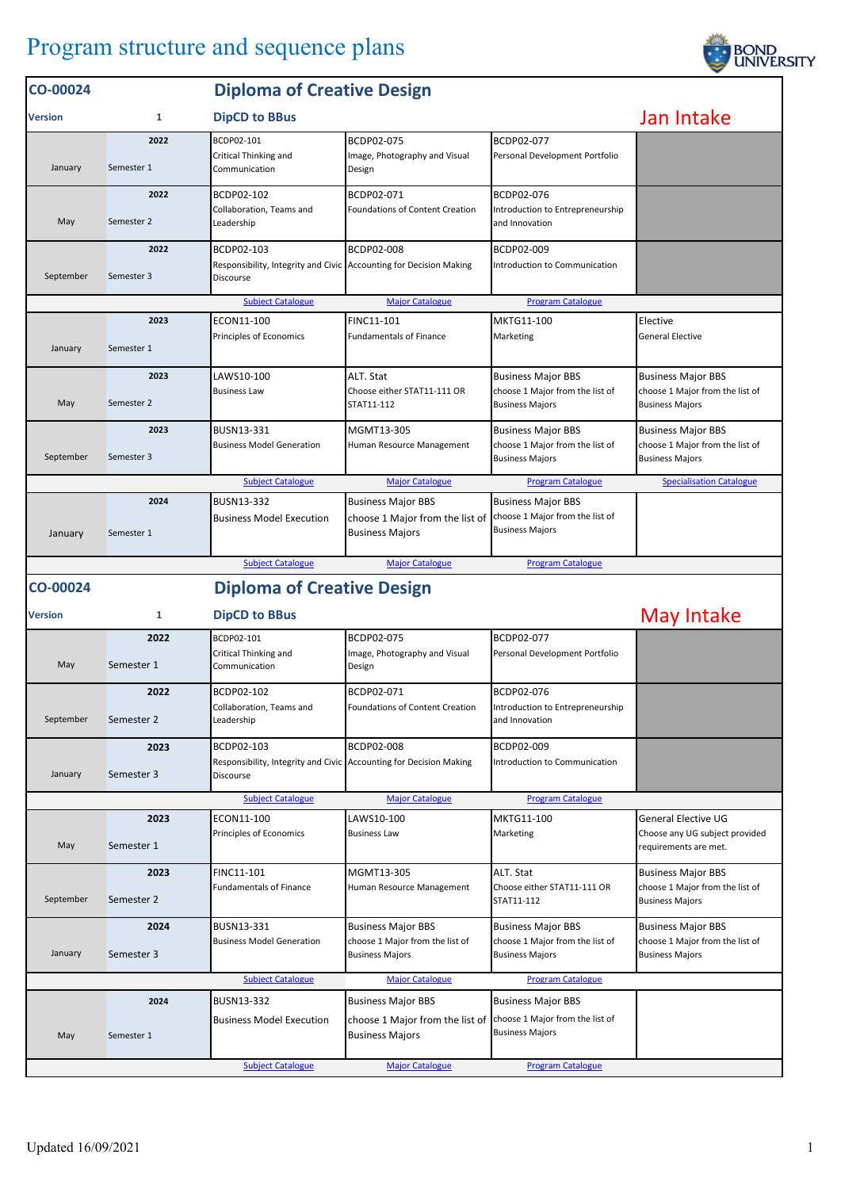# Program structure and sequence plans

## CO-00024 — Diploma of Creative Design

**Version** 1 — **DipCD to BBus** — **Jan Intake**

| Month | Year / Semester | Subject 1 | Subject 2 | Subject 3 | Subject 4 |
|---|---|---|---|---|---|
| January | 2022 Semester 1 | BCDP02-101 Critical Thinking and Communication | BCDP02-075 Image, Photography and Visual Design | BCDP02-077 Personal Development Portfolio | |
| May | 2022 Semester 2 | BCDP02-102 Collaboration, Teams and Leadership | BCDP02-071 Foundations of Content Creation | BCDP02-076 Introduction to Entrepreneurship and Innovation | |
| September | 2022 Semester 3 | BCDP02-103 Responsibility, Integrity and Civic Discourse | BCDP02-008 Accounting for Decision Making | BCDP02-009 Introduction to Communication | |
| | | Subject Catalogue | Major Catalogue | Program Catalogue | |
| January | 2023 Semester 1 | ECON11-100 Principles of Economics | FINC11-101 Fundamentals of Finance | MKTG11-100 Marketing | Elective General Elective |
| May | 2023 Semester 2 | LAWS10-100 Business Law | ALT. Stat Choose either STAT11-111 OR STAT11-112 | Business Major BBS choose 1 Major from the list of Business Majors | Business Major BBS choose 1 Major from the list of Business Majors |
| September | 2023 Semester 3 | BUSN13-331 Business Model Generation | MGMT13-305 Human Resource Management | Business Major BBS choose 1 Major from the list of Business Majors | Business Major BBS choose 1 Major from the list of Business Majors |
| | | Subject Catalogue | Major Catalogue | Program Catalogue | Specialisation Catalogue |
| January | 2024 Semester 1 | BUSN13-332 Business Model Execution | Business Major BBS choose 1 Major from the list of Business Majors | Business Major BBS choose 1 Major from the list of Business Majors | |
| | | Subject Catalogue | Major Catalogue | Program Catalogue | |

## CO-00024 — Diploma of Creative Design

**Version** 1 — **DipCD to BBus** — **May Intake**

| Month | Year / Semester | Subject 1 | Subject 2 | Subject 3 | Subject 4 |
|---|---|---|---|---|---|
| May | 2022 Semester 1 | BCDP02-101 Critical Thinking and Communication | BCDP02-075 Image, Photography and Visual Design | BCDP02-077 Personal Development Portfolio | |
| September | 2022 Semester 2 | BCDP02-102 Collaboration, Teams and Leadership | BCDP02-071 Foundations of Content Creation | BCDP02-076 Introduction to Entrepreneurship and Innovation | |
| January | 2023 Semester 3 | BCDP02-103 Responsibility, Integrity and Civic Discourse | BCDP02-008 Accounting for Decision Making | BCDP02-009 Introduction to Communication | |
| | | Subject Catalogue | Major Catalogue | Program Catalogue | |
| May | 2023 Semester 1 | ECON11-100 Principles of Economics | LAWS10-100 Business Law | MKTG11-100 Marketing | General Elective UG Choose any UG subject provided requirements are met. |
| September | 2023 Semester 2 | FINC11-101 Fundamentals of Finance | MGMT13-305 Human Resource Management | ALT. Stat Choose either STAT11-111 OR STAT11-112 | Business Major BBS choose 1 Major from the list of Business Majors |
| January | 2024 Semester 3 | BUSN13-331 Business Model Generation | Business Major BBS choose 1 Major from the list of Business Majors | Business Major BBS choose 1 Major from the list of Business Majors | Business Major BBS choose 1 Major from the list of Business Majors |
| | | Subject Catalogue | Major Catalogue | Program Catalogue | |
| May | 2024 Semester 1 | BUSN13-332 Business Model Execution | Business Major BBS choose 1 Major from the list of Business Majors | Business Major BBS choose 1 Major from the list of Business Majors | |
| | | Subject Catalogue | Major Catalogue | Program Catalogue | |

Updated 16/09/2021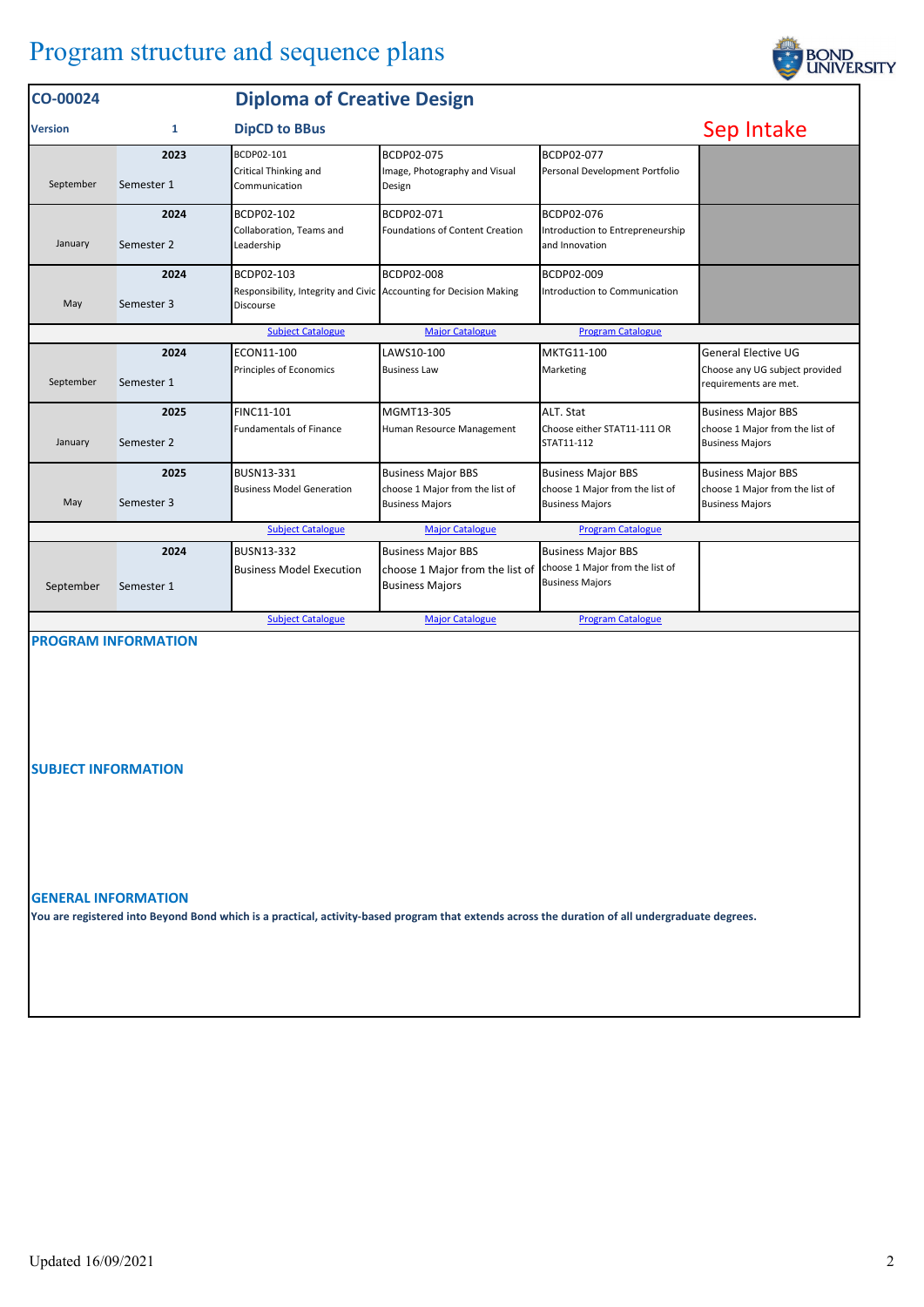# Program structure and sequence plans

| CO-00024 | | Diploma of Creative Design | | | |
|---|---|---|---|---|---|
| **Version** | **1** | **DipCD to BBus** | | | **Sep Intake** |
| September | 2023 Semester 1 | BCDP02-101 Critical Thinking and Communication | BCDP02-075 Image, Photography and Visual Design | BCDP02-077 Personal Development Portfolio | |
| January | 2024 Semester 2 | BCDP02-102 Collaboration, Teams and Leadership | BCDP02-071 Foundations of Content Creation | BCDP02-076 Introduction to Entrepreneurship and Innovation | |
| May | 2024 Semester 3 | BCDP02-103 Responsibility, Integrity and Civic Discourse | BCDP02-008 Accounting for Decision Making | BCDP02-009 Introduction to Communication | |
| | | Subject Catalogue | Major Catalogue | Program Catalogue | |
| September | 2024 Semester 1 | ECON11-100 Principles of Economics | LAWS10-100 Business Law | MKTG11-100 Marketing | General Elective UG Choose any UG subject provided requirements are met. |
| January | 2025 Semester 2 | FINC11-101 Fundamentals of Finance | MGMT13-305 Human Resource Management | ALT. Stat Choose either STAT11-111 OR STAT11-112 | Business Major BBS choose 1 Major from the list of Business Majors |
| May | 2025 Semester 3 | BUSN13-331 Business Model Generation | Business Major BBS choose 1 Major from the list of Business Majors | Business Major BBS choose 1 Major from the list of Business Majors | Business Major BBS choose 1 Major from the list of Business Majors |
| | | Subject Catalogue | Major Catalogue | Program Catalogue | |
| September | 2024 Semester 1 | BUSN13-332 Business Model Execution | Business Major BBS choose 1 Major from the list of Business Majors | Business Major BBS choose 1 Major from the list of Business Majors | |
| | | Subject Catalogue | Major Catalogue | Program Catalogue | |

## PROGRAM INFORMATION

## SUBJECT INFORMATION

## GENERAL INFORMATION

**You are registered into Beyond Bond which is a practical, activity-based program that extends across the duration of all undergraduate degrees.**

Updated 16/09/2021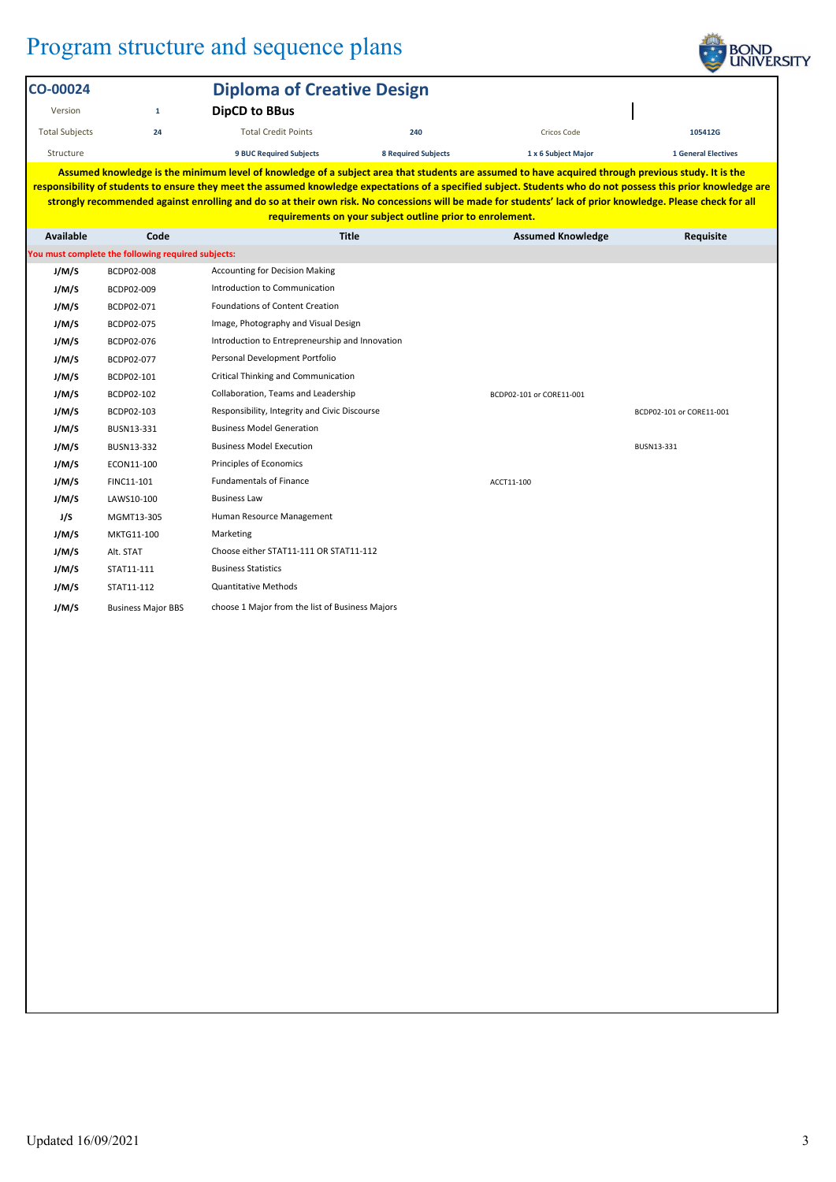# Program structure and sequence plans

| CO-00024 | | Diploma of Creative Design | | | |
|---|---|---|---|---|---|
| Version | 1 | DipCD to BBus | | | |
| Total Subjects | 24 | Total Credit Points | 240 | Cricos Code | 105412G |
| Structure | | 9 BUC Required Subjects | 8 Required Subjects | 1 x 6 Subject Major | 1 General Electives |

**Assumed knowledge is the minimum level of knowledge of a subject area that students are assumed to have acquired through previous study. It is the responsibility of students to ensure they meet the assumed knowledge expectations of a specified subject. Students who do not possess this prior knowledge are strongly recommended against enrolling and do so at their own risk. No concessions will be made for students' lack of prior knowledge. Please check for all requirements on your subject outline prior to enrolement.**

| Available | Code | Title | Assumed Knowledge | Requisite |
|---|---|---|---|---|
| **You must complete the following required subjects:** | | | | |
| J/M/S | BCDP02-008 | Accounting for Decision Making | | |
| J/M/S | BCDP02-009 | Introduction to Communication | | |
| J/M/S | BCDP02-071 | Foundations of Content Creation | | |
| J/M/S | BCDP02-075 | Image, Photography and Visual Design | | |
| J/M/S | BCDP02-076 | Introduction to Entrepreneurship and Innovation | | |
| J/M/S | BCDP02-077 | Personal Development Portfolio | | |
| J/M/S | BCDP02-101 | Critical Thinking and Communication | | |
| J/M/S | BCDP02-102 | Collaboration, Teams and Leadership | BCDP02-101 or CORE11-001 | |
| J/M/S | BCDP02-103 | Responsibility, Integrity and Civic Discourse | | BCDP02-101 or CORE11-001 |
| J/M/S | BUSN13-331 | Business Model Generation | | |
| J/M/S | BUSN13-332 | Business Model Execution | | BUSN13-331 |
| J/M/S | ECON11-100 | Principles of Economics | | |
| J/M/S | FINC11-101 | Fundamentals of Finance | ACCT11-100 | |
| J/M/S | LAWS10-100 | Business Law | | |
| J/S | MGMT13-305 | Human Resource Management | | |
| J/M/S | MKTG11-100 | Marketing | | |
| J/M/S | Alt. STAT | Choose either STAT11-111 OR STAT11-112 | | |
| J/M/S | STAT11-111 | Business Statistics | | |
| J/M/S | STAT11-112 | Quantitative Methods | | |
| J/M/S | Business Major BBS | choose 1 Major from the list of Business Majors | | |

Updated 16/09/2021